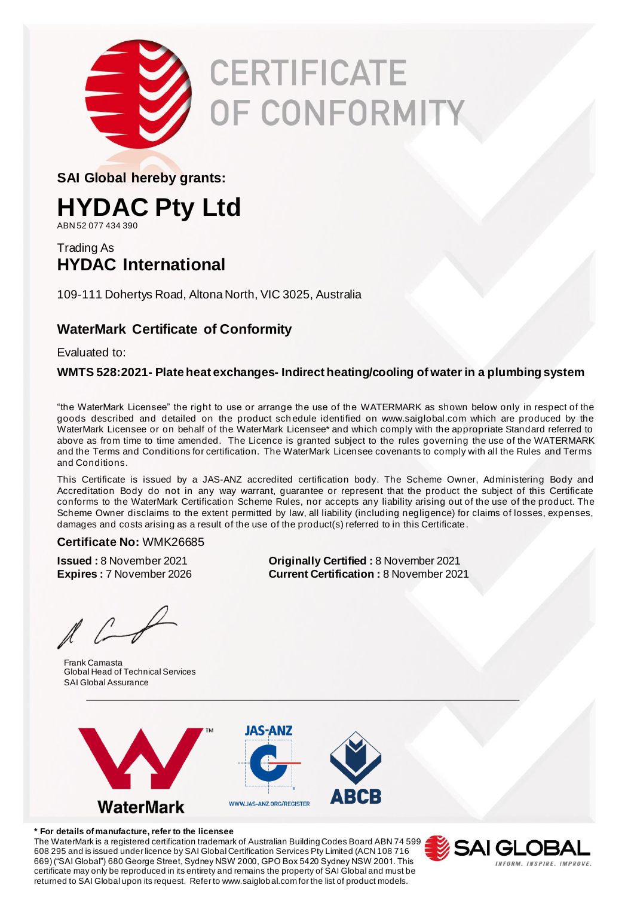# CERTIFICATE OF CONFORMITY

**SAI Global hereby grants:**

# HYDAC Pty Ltd

ABN 52 077 434 390

Trading As

## HYDAC International

109-111 Dohertys Road, Altona North, VIC 3025, Australia

### WaterMark Certificate of Conformity

Evaluated to:

**WMTS 528:2021- Plate heat exchanges- Indirect heating/cooling of water in a plumbing system**

"the WaterMark Licensee" the right to use or arrange the use of the WATERMARK as shown below only in respect of the goods described and detailed on the product schedule identified on www.saiglobal.com which are produced by the WaterMark Licensee or on behalf of the WaterMark Licensee* and which comply with the appropriate Standard referred to above as from time to time amended. The Licence is granted subject to the rules governing the use of the WATERMARK and the Terms and Conditions for certification. The WaterMark Licensee covenants to comply with all the Rules and Terms and Conditions.

This Certificate is issued by a JAS-ANZ accredited certification body. The Scheme Owner, Administering Body and Accreditation Body do not in any way warrant, guarantee or represent that the product the subject of this Certificate conforms to the WaterMark Certification Scheme Rules, nor accepts any liability arising out of the use of the product. The Scheme Owner disclaims to the extent permitted by law, all liability (including negligence) for claims of losses, expenses, damages and costs arising as a result of the use of the product(s) referred to in this Certificate.

**Certificate No:** WMK26685

**Issued :** 8 November 2021
**Expires :** 7 November 2026

**Originally Certified :** 8 November 2021
**Current Certification :** 8 November 2021

Frank Camasta
Global Head of Technical Services
SAI Global Assurance

WaterMark™

JAS-ANZ
WWW.JAS-ANZ.ORG/REGISTER

ABCB

**\* For details of manufacture, refer to the licensee**

The WaterMark is a registered certification trademark of Australian Building Codes Board ABN 74 599 608 295 and is issued under licence by SAI Global Certification Services Pty Limited (ACN 108 716 669) ("SAI Global") 680 George Street, Sydney NSW 2000, GPO Box 5420 Sydney NSW 2001. This certificate may only be reproduced in its entirety and remains the property of SAI Global and must be returned to SAI Global upon its request. Refer to www.saiglobal.com for the list of product models.

SAI GLOBAL
INFORM. INSPIRE. IMPROVE.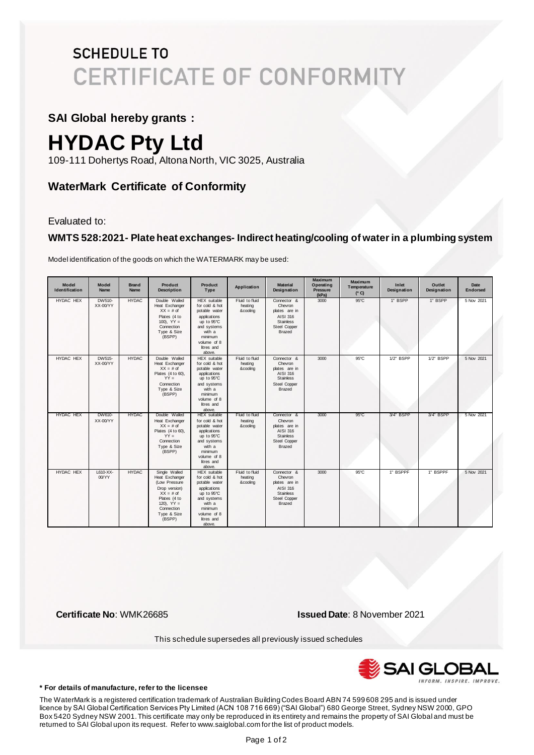# SCHEDULE TO CERTIFICATE OF CONFORMITY

**SAI Global hereby grants :**

# HYDAC Pty Ltd

109-111 Dohertys Road, Altona North, VIC 3025, Australia

## WaterMark Certificate of Conformity

Evaluated to:

### WMTS 528:2021- Plate heat exchanges- Indirect heating/cooling of water in a plumbing system

Model identification of the goods on which the WATERMARK may be used:

| Model Identification | Model Name | Brand Name | Product Description | Product Type | Application | Material Designation | Maximum Operating Pressure (kPa) | Maximum Temperature (° C) | Inlet Designation | Outlet Designation | Date Endorsed |
|---|---|---|---|---|---|---|---|---|---|---|---|
| HYDAC HEX | DW510-XX-00/YY | HYDAC | Double Walled Heat Exchanger XX = # of Plates (4 to 100), YY = Connection Type & Size (BSPP) | HEX suitable for cold & hot potable water applications up to 95°C and systems with a minimum volume of 8 litres and above. | Fluid to fluid heating &cooling | Connector & Chevron plates are in AISI 316 Stainless Steel Copper Brazed | 3000 | 95°C | 1" BSPP | 1" BSPP | 5 Nov 2021 |
| HYDAC HEX | DW515-XX-00/YY | HYDAC | Double Walled Heat Exchanger XX = # of Plates (4 to 60), YY = Connection Type & Size (BSPP) | HEX suitable for cold & hot potable water applications up to 95°C and systems with a minimum volume of 8 litres and above. | Fluid to fluid heating &cooling | Connector & Chevron plates are in AISI 316 Stainless Steel Copper Brazed | 3000 | 95°C | 1/2" BSPP | 1/2" BSPP | 5 Nov 2021 |
| HYDAC HEX | DW610-XX-00/YY | HYDAC | Double Walled Heat Exchanger XX = # of Plates (4 to 60), YY = Connection Type & Size (BSPP) | HEX suitable for cold & hot potable water applications up to 95°C and systems with a minimum volume of 8 litres and above. | Fluid to fluid heating &cooling | Connector & Chevron plates are in AISI 316 Stainless Steel Copper Brazed | 3000 | 95°C | 3/4" BSPP | 3/4" BSPP | 5 Nov 2021 |
| HYDAC HEX | L610-XX-00/YY | HYDAC | Single Walled Heat Exchanger (Low Pressure Drop version) XX = # of Plates (4 to 120), YY = Connection Type & Size (BSPP) | HEX suitable for cold & hot potable water applications up to 95°C and systems with a minimum volume of 8 litres and above. | Fluid to fluid heating &cooling | Connector & Chevron plates are in AISI 316 Stainless Steel Copper Brazed | 3000 | 95°C | 1" BSPPF | 1" BSPPF | 5 Nov 2021 |

**Certificate No**: WMK26685 **Issued Date**: 8 November 2021

This schedule supersedes all previously issued schedules

**\* For details of manufacture, refer to the licensee**

The WaterMark is a registered certification trademark of Australian Building Codes Board ABN 74 599 608 295 and is issued under licence by SAI Global Certification Services Pty Limited (ACN 108 716 669) ("SAI Global") 680 George Street, Sydney NSW 2000, GPO Box 5420 Sydney NSW 2001. This certificate may only be reproduced in its entirety and remains the property of SAI Global and must be returned to SAI Global upon its request. Refer to www.saiglobal.com for the list of product models.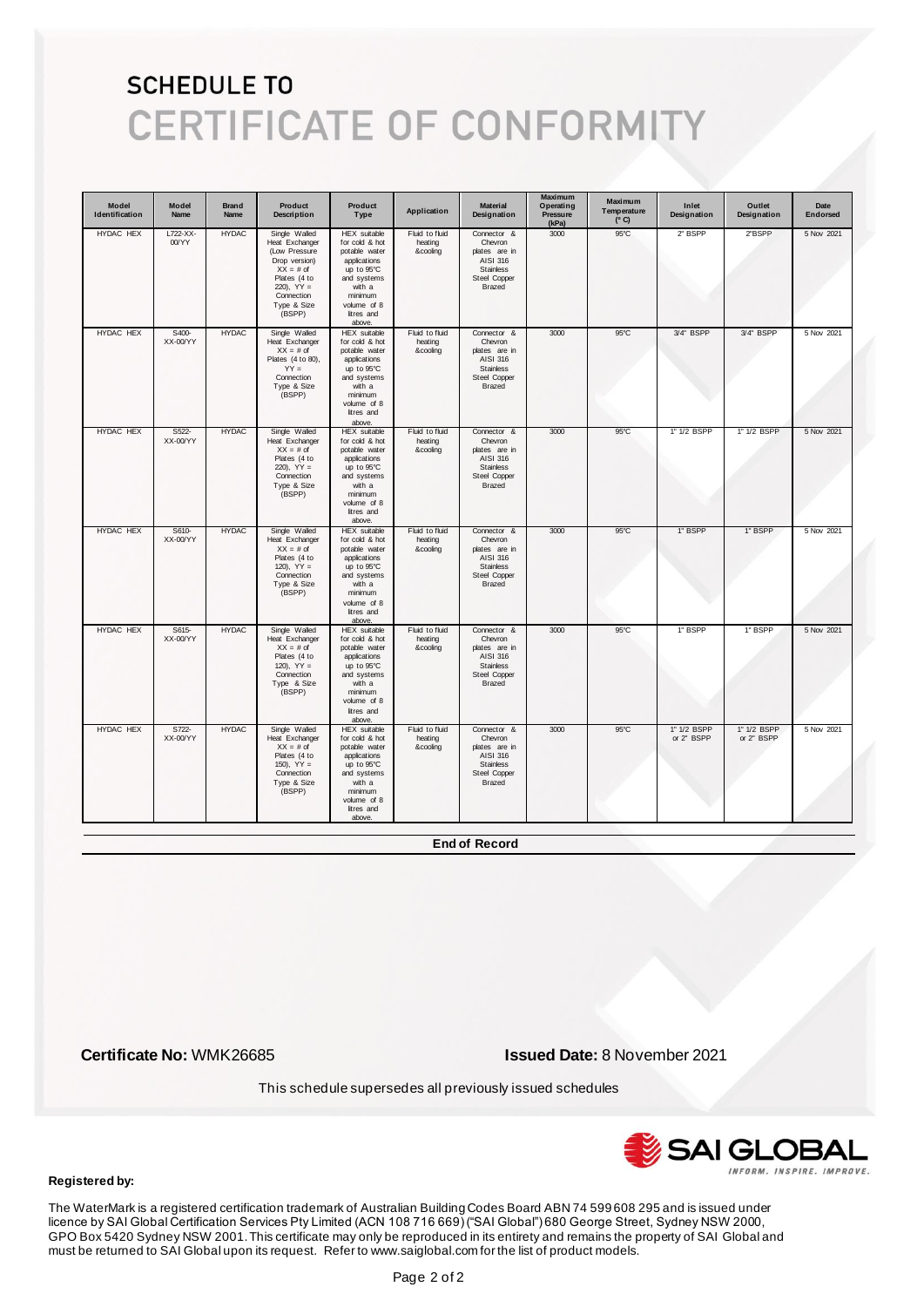# SCHEDULE TO
# CERTIFICATE OF CONFORMITY

| Model Identification | Model Name | Brand Name | Product Description | Product Type | Application | Material Designation | Maximum Operating Pressure (kPa) | Maximum Temperature (° C) | Inlet Designation | Outlet Designation | Date Endorsed |
|---|---|---|---|---|---|---|---|---|---|---|---|
| HYDAC HEX | L722-XX-00/YY | HYDAC | Single Walled Heat Exchanger (Low Pressure Drop version) XX = # of Plates (4 to 220), YY = Connection Type & Size (BSPP) | HEX suitable for cold & hot potable water applications up to 95°C and systems with a minimum volume of 8 litres and above. | Fluid to fluid heating &cooling | Connector & Chevron plates are in AISI 316 Stainless Steel Copper Brazed | 3000 | 95°C | 2" BSPP | 2"BSPP | 5 Nov 2021 |
| HYDAC HEX | S400-XX-00/YY | HYDAC | Single Walled Heat Exchanger XX = # of Plates (4 to 80), YY = Connection Type & Size (BSPP) | HEX suitable for cold & hot potable water applications up to 95°C and systems with a minimum volume of 8 litres and above. | Fluid to fluid heating &cooling | Connector & Chevron plates are in AISI 316 Stainless Steel Copper Brazed | 3000 | 95°C | 3/4" BSPP | 3/4" BSPP | 5 Nov 2021 |
| HYDAC HEX | S522-XX-00/YY | HYDAC | Single Walled Heat Exchanger XX = # of Plates (4 to 220), YY = Connection Type & Size (BSPP) | HEX suitable for cold & hot potable water applications up to 95°C and systems with a minimum volume of 8 litres and above. | Fluid to fluid heating &cooling | Connector & Chevron plates are in AISI 316 Stainless Steel Copper Brazed | 3000 | 95°C | 1" 1/2 BSPP | 1" 1/2 BSPP | 5 Nov 2021 |
| HYDAC HEX | S610-XX-00/YY | HYDAC | Single Walled Heat Exchanger XX = # of Plates (4 to 120), YY = Connection Type & Size (BSPP) | HEX suitable for cold & hot potable water applications up to 95°C and systems with a minimum volume of 8 litres and above. | Fluid to fluid heating &cooling | Connector & Chevron plates are in AISI 316 Stainless Steel Copper Brazed | 3000 | 95°C | 1" BSPP | 1" BSPP | 5 Nov 2021 |
| HYDAC HEX | S615-XX-00/YY | HYDAC | Single Walled Heat Exchanger XX = # of Plates (4 to 120), YY = Connection Type & Size (BSPP) | HEX suitable for cold & hot potable water applications up to 95°C and systems with a minimum volume of 8 litres and above. | Fluid to fluid heating &cooling | Connector & Chevron plates are in AISI 316 Stainless Steel Copper Brazed | 3000 | 95°C | 1" BSPP | 1" BSPP | 5 Nov 2021 |
| HYDAC HEX | S722-XX-00/YY | HYDAC | Single Walled Heat Exchanger XX = # of Plates (4 to 150), YY = Connection Type & Size (BSPP) | HEX suitable for cold & hot potable water applications up to 95°C and systems with a minimum volume of 8 litres and above. | Fluid to fluid heating &cooling | Connector & Chevron plates are in AISI 316 Stainless Steel Copper Brazed | 3000 | 95°C | 1" 1/2 BSPP or 2" BSPP | 1" 1/2 BSPP or 2" BSPP | 5 Nov 2021 |

**End of Record**

**Certificate No:** WMK26685

**Issued Date:** 8 November 2021

This schedule supersedes all previously issued schedules

SAI GLOBAL
INFORM. INSPIRE. IMPROVE.

**Registered by:**

The WaterMark is a registered certification trademark of Australian Building Codes Board ABN 74 599 608 295 and is issued under licence by SAI Global Certification Services Pty Limited (ACN 108 716 669) ("SAI Global") 680 George Street, Sydney NSW 2000, GPO Box 5420 Sydney NSW 2001. This certificate may only be reproduced in its entirety and remains the property of SAI Global and must be returned to SAI Global upon its request. Refer to www.saiglobal.com for the list of product models.